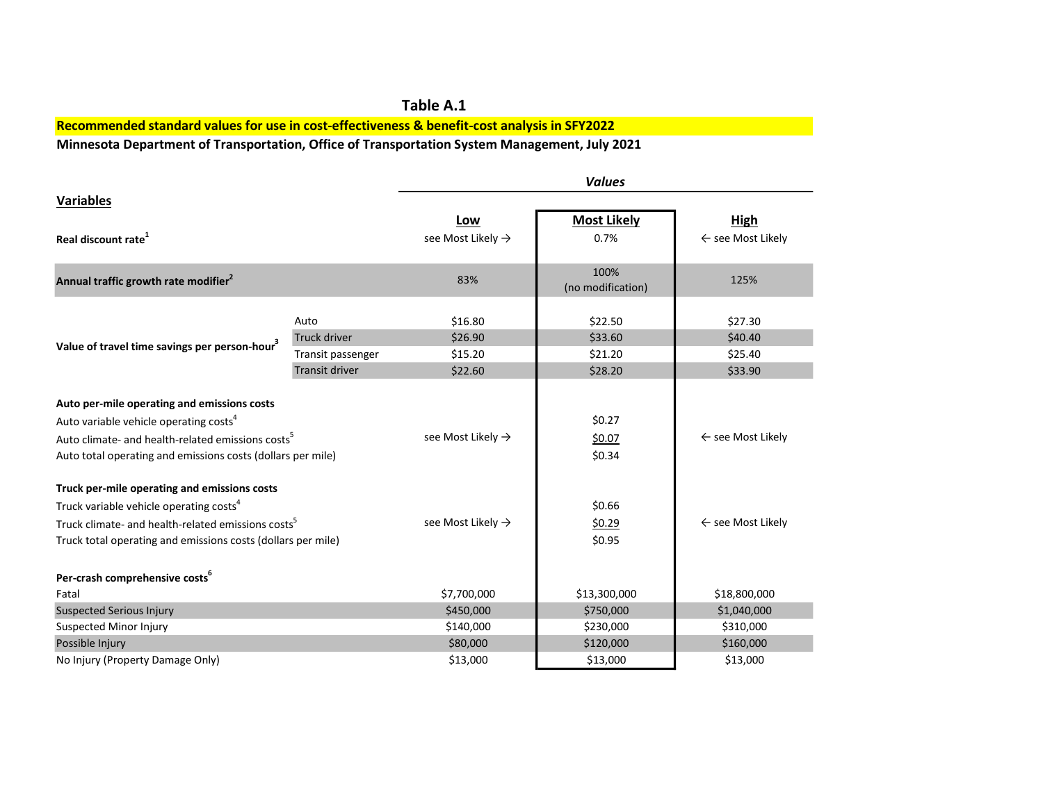# Table A.1

**Recommended standard values for use in cost-effectiveness & benefit-cost analysis in SFY2022**

**Minnesota Department of Transportation, Office of Transportation System Management, July 2021**

| **Variables** | | *Values* | | |
|---|---|---|---|---|
| | | **Low** | **Most Likely** | **High** |
| **Real discount rate**[1] | | see Most Likely → | 0.7% | ← see Most Likely |
| **Annual traffic growth rate modifier**[2] | | 83% | 100% (no modification) | 125% |
| **Value of travel time savings per person-hour**[3] | Auto | $16.80 | $22.50 | $27.30 |
| | Truck driver | $26.90 | $33.60 | $40.40 |
| | Transit passenger | $15.20 | $21.20 | $25.40 |
| | Transit driver | $22.60 | $28.20 | $33.90 |
| **Auto per-mile operating and emissions costs** | | | | |
| Auto variable vehicle operating costs[4] | | | $0.27 | |
| Auto climate- and health-related emissions costs[5] | | see Most Likely → | $0.07 | ← see Most Likely |
| Auto total operating and emissions costs (dollars per mile) | | | $0.34 | |
| **Truck per-mile operating and emissions costs** | | | | |
| Truck variable vehicle operating costs[4] | | | $0.66 | |
| Truck climate- and health-related emissions costs[5] | | see Most Likely → | $0.29 | ← see Most Likely |
| Truck total operating and emissions costs (dollars per mile) | | | $0.95 | |
| **Per-crash comprehensive costs**[6] | | | | |
| Fatal | | $7,700,000 | $13,300,000 | $18,800,000 |
| Suspected Serious Injury | | $450,000 | $750,000 | $1,040,000 |
| Suspected Minor Injury | | $140,000 | $230,000 | $310,000 |
| Possible Injury | | $80,000 | $120,000 | $160,000 |
| No Injury (Property Damage Only) | | $13,000 | $13,000 | $13,000 |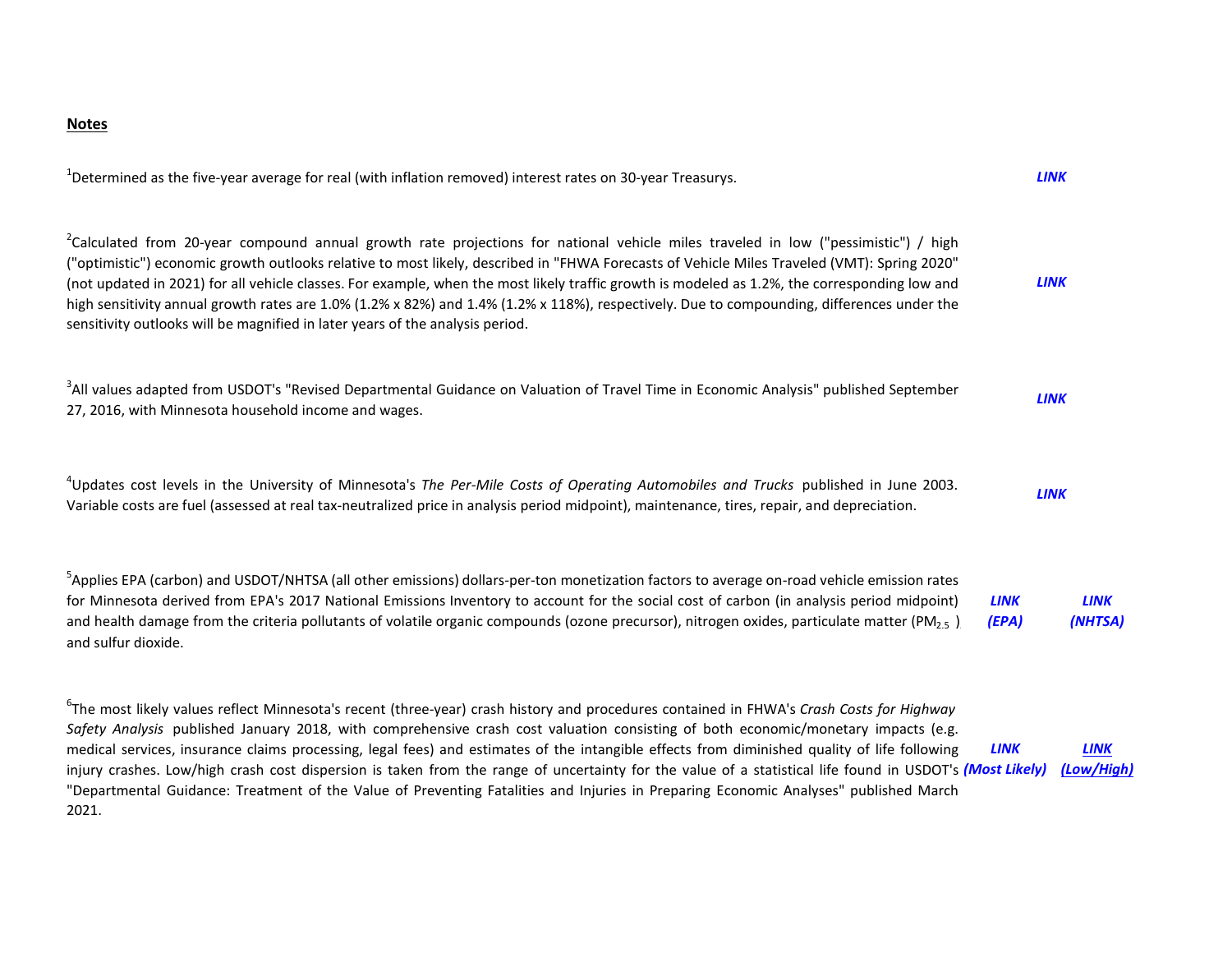**Notes**

[1]Determined as the five-year average for real (with inflation removed) interest rates on 30-year Treasurys. ***LINK***

[2]Calculated from 20-year compound annual growth rate projections for national vehicle miles traveled in low ("pessimistic") / high ("optimistic") economic growth outlooks relative to most likely, described in "FHWA Forecasts of Vehicle Miles Traveled (VMT): Spring 2020" (not updated in 2021) for all vehicle classes. For example, when the most likely traffic growth is modeled as 1.2%, the corresponding low and high sensitivity annual growth rates are 1.0% (1.2% x 82%) and 1.4% (1.2% x 118%), respectively. Due to compounding, differences under the sensitivity outlooks will be magnified in later years of the analysis period. ***LINK***

[3]All values adapted from USDOT's "Revised Departmental Guidance on Valuation of Travel Time in Economic Analysis" published September 27, 2016, with Minnesota household income and wages. ***LINK***

[4]Updates cost levels in the University of Minnesota's *The Per-Mile Costs of Operating Automobiles and Trucks* published in June 2003. Variable costs are fuel (assessed at real tax-neutralized price in analysis period midpoint), maintenance, tires, repair, and depreciation. ***LINK***

[5]Applies EPA (carbon) and USDOT/NHTSA (all other emissions) dollars-per-ton monetization factors to average on-road vehicle emission rates for Minnesota derived from EPA's 2017 National Emissions Inventory to account for the social cost of carbon (in analysis period midpoint) and health damage from the criteria pollutants of volatile organic compounds (ozone precursor), nitrogen oxides, particulate matter ($PM_{2.5}$) and sulfur dioxide. ***LINK (EPA)*** ***LINK (NHTSA)***

[6]The most likely values reflect Minnesota's recent (three-year) crash history and procedures contained in FHWA's *Crash Costs for Highway Safety Analysis* published January 2018, with comprehensive crash cost valuation consisting of both economic/monetary impacts (e.g. medical services, insurance claims processing, legal fees) and estimates of the intangible effects from diminished quality of life following injury crashes. Low/high crash cost dispersion is taken from the range of uncertainty for the value of a statistical life found in USDOT's "Departmental Guidance: Treatment of the Value of Preventing Fatalities and Injuries in Preparing Economic Analyses" published March 2021. ***LINK (Most Likely)*** ***LINK (Low/High)***